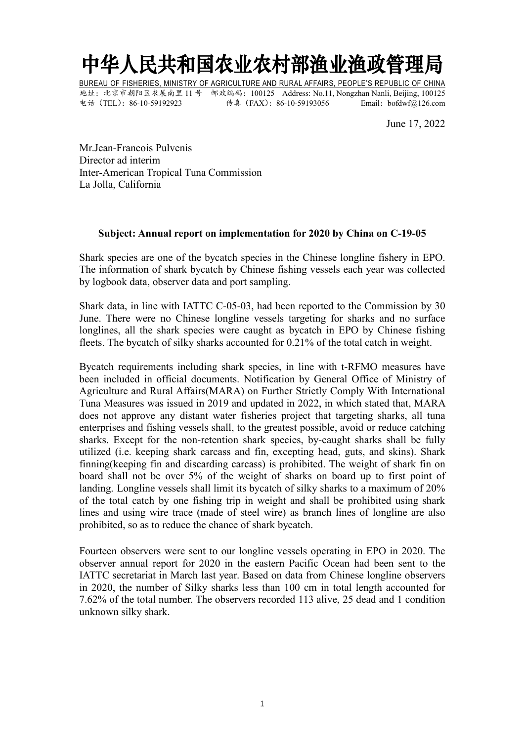# 中华人民共和国农业农村部渔业渔政管理局

BUREAU OF FISHERIES, MINISTRY OF AGRICULTURE AND RURAL AFFAIRS, PEOPLE'S REPUBLIC OF CHINA

地址：北京市朝阳区农展南里 11 号 邮政编码：100125 Address: No.11, Nongzhan Nanli, Beijing, 100125

电话（TEL）：86-10-59192923 传真（FAX）：86-10-59193056 Email：bofdwf@126.com

June 17, 2022

Mr.Jean-Francois Pulvenis
Director ad interim
Inter-American Tropical Tuna Commission
La Jolla, California

**Subject: Annual report on implementation for 2020 by China on C-19-05**

Shark species are one of the bycatch species in the Chinese longline fishery in EPO. The information of shark bycatch by Chinese fishing vessels each year was collected by logbook data, observer data and port sampling.

Shark data, in line with IATTC C-05-03, had been reported to the Commission by 30 June. There were no Chinese longline vessels targeting for sharks and no surface longlines, all the shark species were caught as bycatch in EPO by Chinese fishing fleets. The bycatch of silky sharks accounted for 0.21% of the total catch in weight.

Bycatch requirements including shark species, in line with t-RFMO measures have been included in official documents. Notification by General Office of Ministry of Agriculture and Rural Affairs(MARA) on Further Strictly Comply With International Tuna Measures was issued in 2019 and updated in 2022, in which stated that, MARA does not approve any distant water fisheries project that targeting sharks, all tuna enterprises and fishing vessels shall, to the greatest possible, avoid or reduce catching sharks. Except for the non-retention shark species, by-caught sharks shall be fully utilized (i.e. keeping shark carcass and fin, excepting head, guts, and skins). Shark finning(keeping fin and discarding carcass) is prohibited. The weight of shark fin on board shall not be over 5% of the weight of sharks on board up to first point of landing. Longline vessels shall limit its bycatch of silky sharks to a maximum of 20% of the total catch by one fishing trip in weight and shall be prohibited using shark lines and using wire trace (made of steel wire) as branch lines of longline are also prohibited, so as to reduce the chance of shark bycatch.

Fourteen observers were sent to our longline vessels operating in EPO in 2020. The observer annual report for 2020 in the eastern Pacific Ocean had been sent to the IATTC secretariat in March last year. Based on data from Chinese longline observers in 2020, the number of Silky sharks less than 100 cm in total length accounted for 7.62% of the total number. The observers recorded 113 alive, 25 dead and 1 condition unknown silky shark.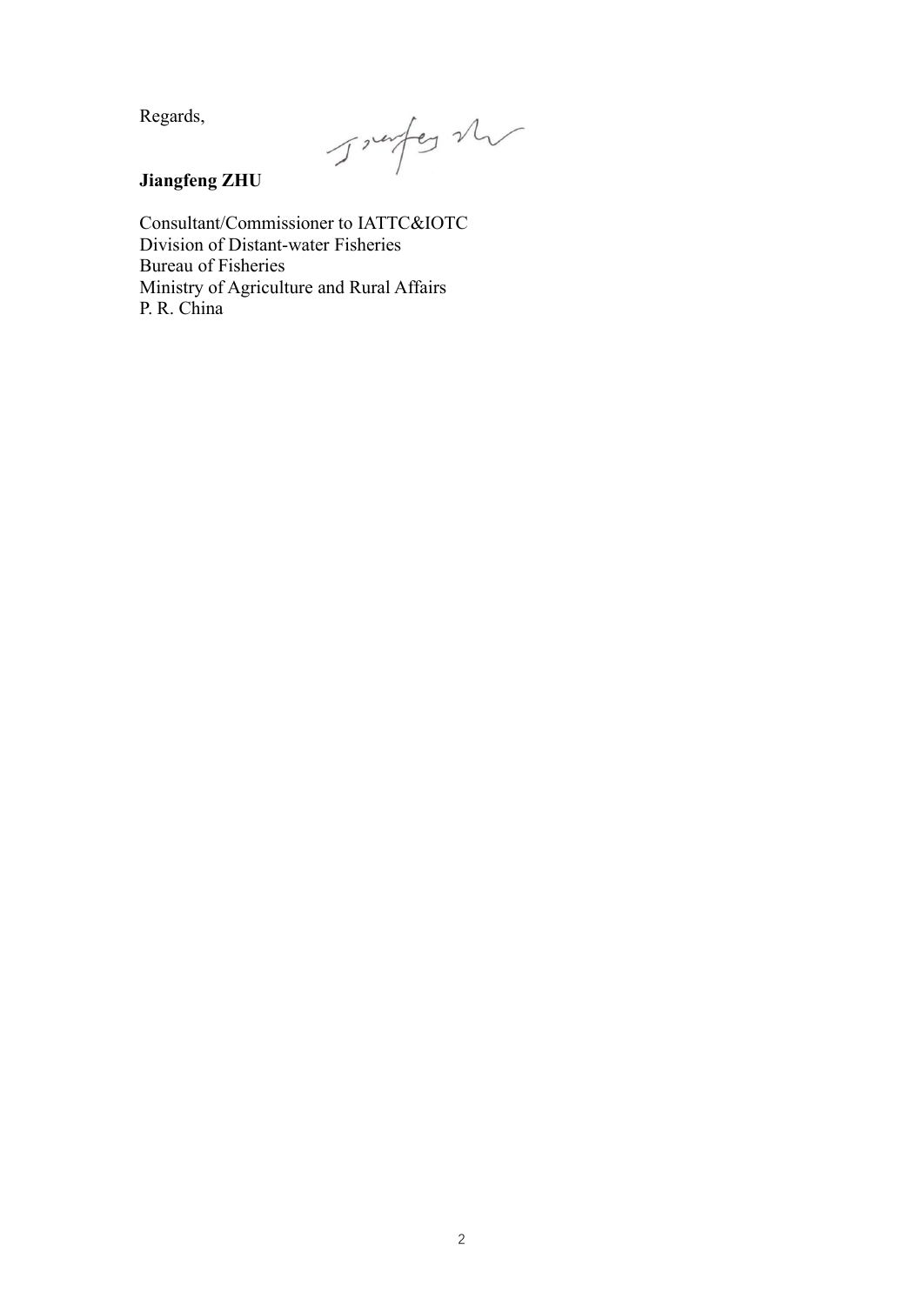Regards,

**Jiangfeng ZHU**

Consultant/Commissioner to IATTC&IOTC
Division of Distant-water Fisheries
Bureau of Fisheries
Ministry of Agriculture and Rural Affairs
P. R. China